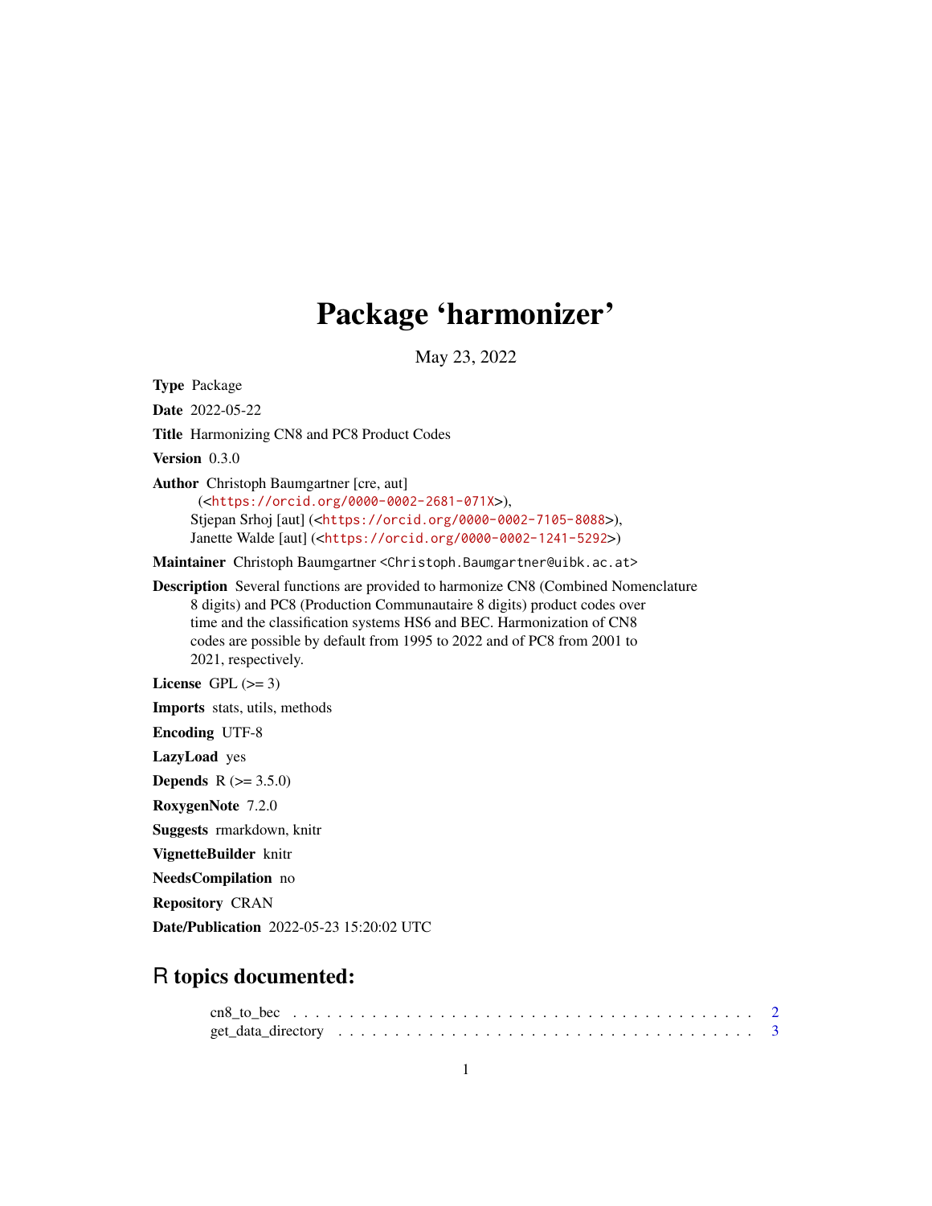# Package 'harmonizer'

May 23, 2022

**Type** Package

**Date** 2022-05-22

**Title** Harmonizing CN8 and PC8 Product Codes

**Version** 0.3.0

**Author** Christoph Baumgartner [cre, aut] (<https://orcid.org/0000-0002-2681-071X>), Stjepan Srhoj [aut] (<https://orcid.org/0000-0002-7105-8088>), Janette Walde [aut] (<https://orcid.org/0000-0002-1241-5292>)

**Maintainer** Christoph Baumgartner <Christoph.Baumgartner@uibk.ac.at>

**Description** Several functions are provided to harmonize CN8 (Combined Nomenclature 8 digits) and PC8 (Production Communautaire 8 digits) product codes over time and the classification systems HS6 and BEC. Harmonization of CN8 codes are possible by default from 1995 to 2022 and of PC8 from 2001 to 2021, respectively.

**License** GPL (>= 3)

**Imports** stats, utils, methods

**Encoding** UTF-8

**LazyLoad** yes

**Depends** R (>= 3.5.0)

**RoxygenNote** 7.2.0

**Suggests** rmarkdown, knitr

**VignetteBuilder** knitr

**NeedsCompilation** no

**Repository** CRAN

**Date/Publication** 2022-05-23 15:20:02 UTC

## R topics documented:

cn8_to_bec . . . . . . . . . . . . . . . . . . . . . . . . . . . . . . . . . . . . . . . . 2
get_data_directory . . . . . . . . . . . . . . . . . . . . . . . . . . . . . . . . . . . . 3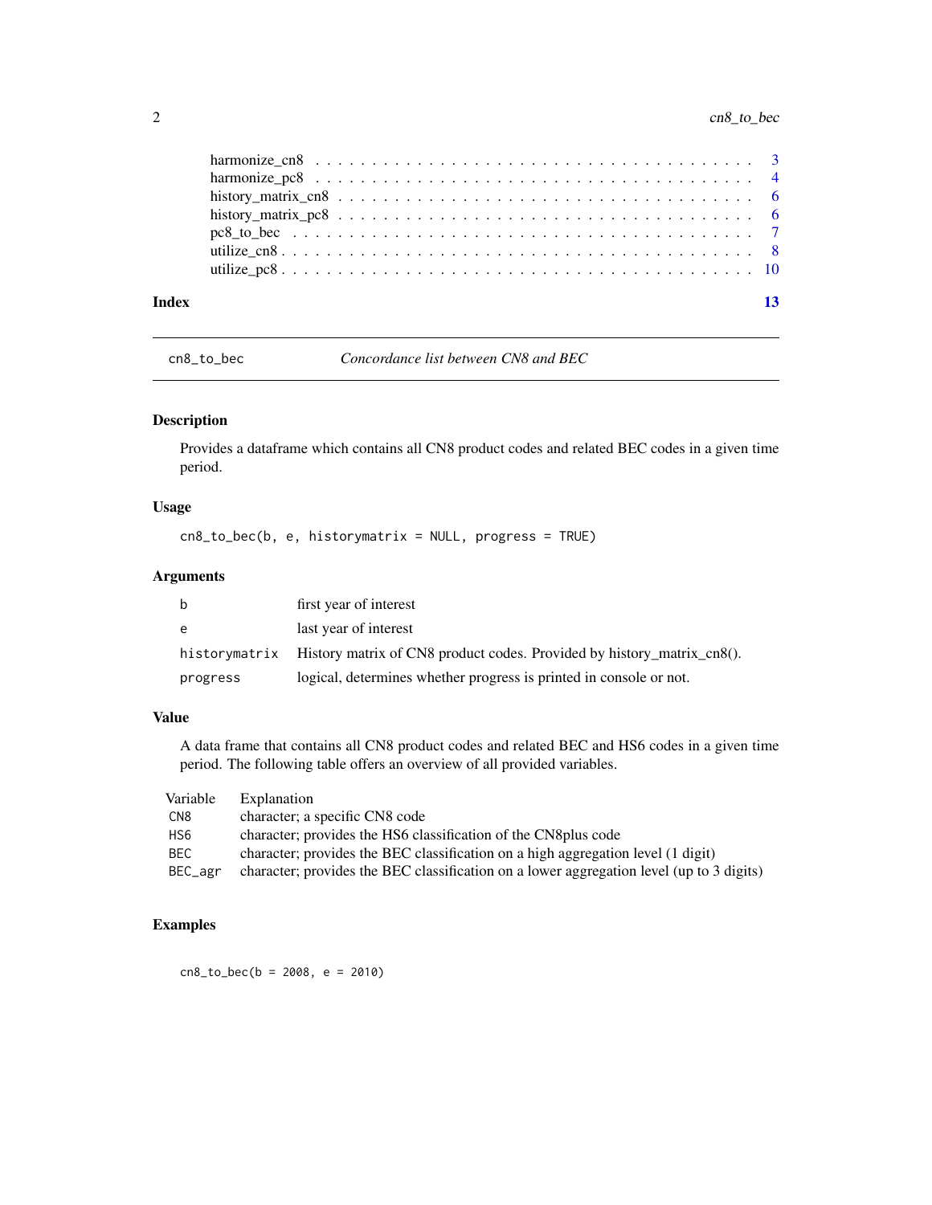harmonize_cn8 . . . . . . . . . . . . . . . . . . . . . . . . . . . . . . . . . . . . 3
harmonize_pc8 . . . . . . . . . . . . . . . . . . . . . . . . . . . . . . . . . . . . 4
history_matrix_cn8 . . . . . . . . . . . . . . . . . . . . . . . . . . . . . . . . . . 6
history_matrix_pc8 . . . . . . . . . . . . . . . . . . . . . . . . . . . . . . . . . . 6
pc8_to_bec . . . . . . . . . . . . . . . . . . . . . . . . . . . . . . . . . . . . . . 7
utilize_cn8 . . . . . . . . . . . . . . . . . . . . . . . . . . . . . . . . . . . . . . 8
utilize_pc8 . . . . . . . . . . . . . . . . . . . . . . . . . . . . . . . . . . . . . . 10

**Index** 13

---

## cn8_to_bec — *Concordance list between CN8 and BEC*

### Description

Provides a dataframe which contains all CN8 product codes and related BEC codes in a given time period.

### Usage

```
cn8_to_bec(b, e, historymatrix = NULL, progress = TRUE)
```

### Arguments

| | |
|---|---|
| `b` | first year of interest |
| `e` | last year of interest |
| `historymatrix` | History matrix of CN8 product codes. Provided by history_matrix_cn8(). |
| `progress` | logical, determines whether progress is printed in console or not. |

### Value

A data frame that contains all CN8 product codes and related BEC and HS6 codes in a given time period. The following table offers an overview of all provided variables.

| Variable | Explanation |
|---|---|
| `CN8` | character; a specific CN8 code |
| `HS6` | character; provides the HS6 classification of the CN8plus code |
| `BEC` | character; provides the BEC classification on a high aggregation level (1 digit) |
| `BEC_agr` | character; provides the BEC classification on a lower aggregation level (up to 3 digits) |

### Examples

```
cn8_to_bec(b = 2008, e = 2010)
```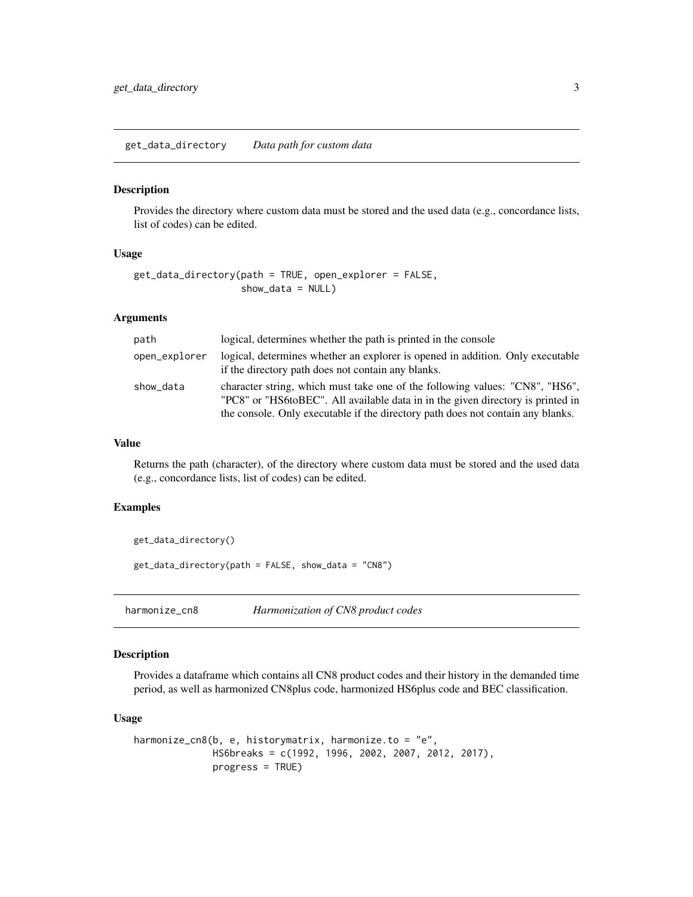## get_data_directory *Data path for custom data*

### Description

Provides the directory where custom data must be stored and the used data (e.g., concordance lists, list of codes) can be edited.

### Usage

```
get_data_directory(path = TRUE, open_explorer = FALSE,
                   show_data = NULL)
```

### Arguments

| | |
|---|---|
| path | logical, determines whether the path is printed in the console |
| open_explorer | logical, determines whether an explorer is opened in addition. Only executable if the directory path does not contain any blanks. |
| show_data | character string, which must take one of the following values: "CN8", "HS6", "PC8" or "HS6toBEC". All available data in in the given directory is printed in the console. Only executable if the directory path does not contain any blanks. |

### Value

Returns the path (character), of the directory where custom data must be stored and the used data (e.g., concordance lists, list of codes) can be edited.

### Examples

```
get_data_directory()

get_data_directory(path = FALSE, show_data = "CN8")
```

## harmonize_cn8 *Harmonization of CN8 product codes*

### Description

Provides a dataframe which contains all CN8 product codes and their history in the demanded time period, as well as harmonized CN8plus code, harmonized HS6plus code and BEC classification.

### Usage

```
harmonize_cn8(b, e, historymatrix, harmonize.to = "e",
              HS6breaks = c(1992, 1996, 2002, 2007, 2012, 2017),
              progress = TRUE)
```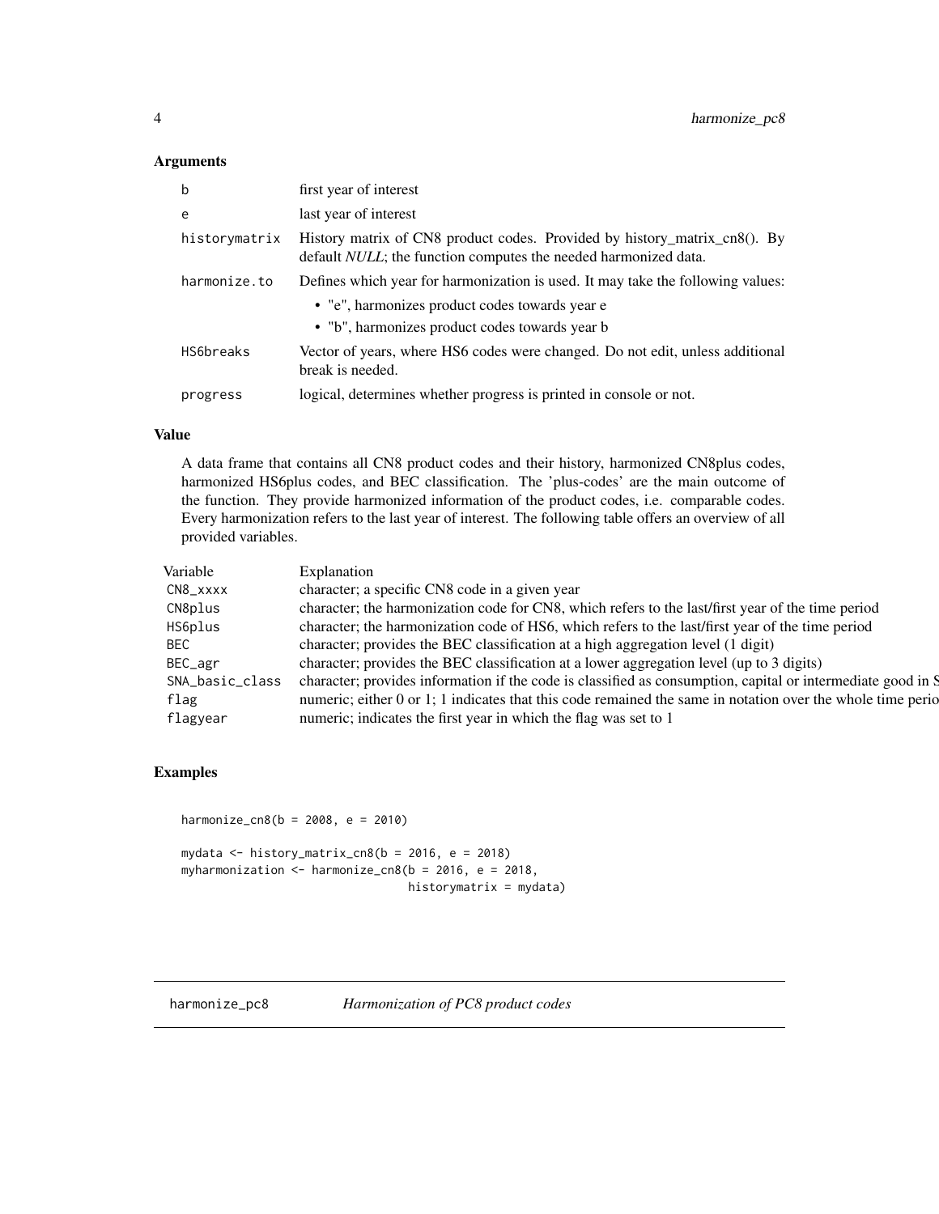### Arguments

| | |
|---|---|
| b | first year of interest |
| e | last year of interest |
| historymatrix | History matrix of CN8 product codes. Provided by history_matrix_cn8(). By default *NULL*; the function computes the needed harmonized data. |
| harmonize.to | Defines which year for harmonization is used. It may take the following values: • "e", harmonizes product codes towards year e • "b", harmonizes product codes towards year b |
| HS6breaks | Vector of years, where HS6 codes were changed. Do not edit, unless additional break is needed. |
| progress | logical, determines whether progress is printed in console or not. |

### Value

A data frame that contains all CN8 product codes and their history, harmonized CN8plus codes, harmonized HS6plus codes, and BEC classification. The 'plus-codes' are the main outcome of the function. They provide harmonized information of the product codes, i.e. comparable codes. Every harmonization refers to the last year of interest. The following table offers an overview of all provided variables.

| Variable | Explanation |
|---|---|
| CN8_xxxx | character; a specific CN8 code in a given year |
| CN8plus | character; the harmonization code for CN8, which refers to the last/first year of the time period |
| HS6plus | character; the harmonization code of HS6, which refers to the last/first year of the time period |
| BEC | character; provides the BEC classification at a high aggregation level (1 digit) |
| BEC_agr | character; provides the BEC classification at a lower aggregation level (up to 3 digits) |
| SNA_basic_class | character; provides information if the code is classified as consumption, capital or intermediate good in S |
| flag | numeric; either 0 or 1; 1 indicates that this code remained the same in notation over the whole time perio |
| flagyear | numeric; indicates the first year in which the flag was set to 1 |

### Examples

```
harmonize_cn8(b = 2008, e = 2010)

mydata <- history_matrix_cn8(b = 2016, e = 2018)
myharmonization <- harmonize_cn8(b = 2016, e = 2018,
                                 historymatrix = mydata)
```

## harmonize_pc8 *Harmonization of PC8 product codes*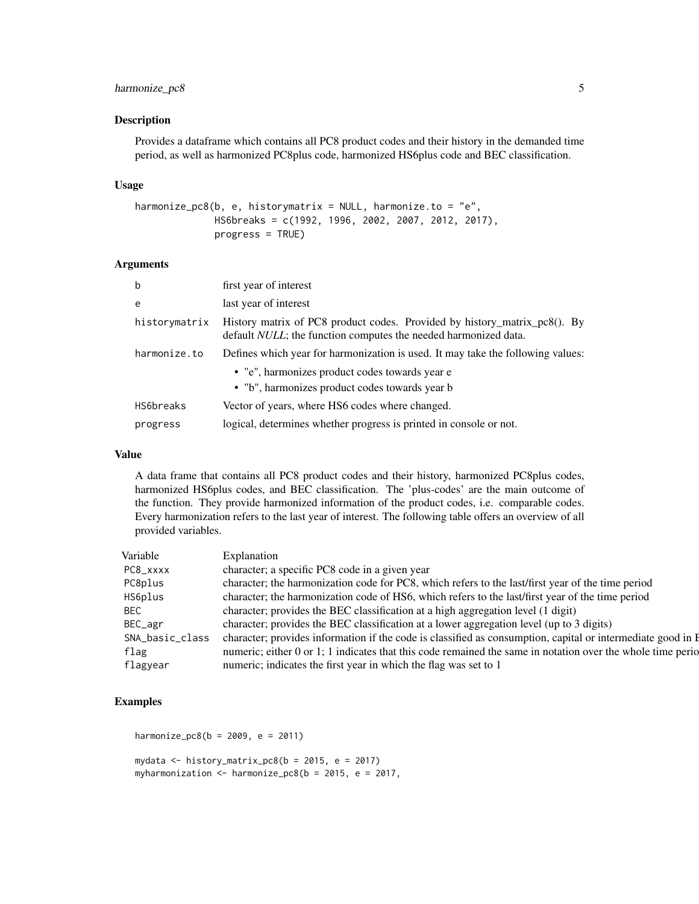## Description

Provides a dataframe which contains all PC8 product codes and their history in the demanded time period, as well as harmonized PC8plus code, harmonized HS6plus code and BEC classification.

## Usage

```
harmonize_pc8(b, e, historymatrix = NULL, harmonize.to = "e",
              HS6breaks = c(1992, 1996, 2002, 2007, 2012, 2017),
              progress = TRUE)
```

## Arguments

| | |
|---|---|
| b | first year of interest |
| e | last year of interest |
| historymatrix | History matrix of PC8 product codes. Provided by history_matrix_pc8(). By default *NULL*; the function computes the needed harmonized data. |
| harmonize.to | Defines which year for harmonization is used. It may take the following values: <br>• "e", harmonizes product codes towards year e <br>• "b", harmonizes product codes towards year b |
| HS6breaks | Vector of years, where HS6 codes where changed. |
| progress | logical, determines whether progress is printed in console or not. |

## Value

A data frame that contains all PC8 product codes and their history, harmonized PC8plus codes, harmonized HS6plus codes, and BEC classification. The 'plus-codes' are the main outcome of the function. They provide harmonized information of the product codes, i.e. comparable codes. Every harmonization refers to the last year of interest. The following table offers an overview of all provided variables.

| Variable | Explanation |
|---|---|
| PC8_xxxx | character; a specific PC8 code in a given year |
| PC8plus | character; the harmonization code for PC8, which refers to the last/first year of the time period |
| HS6plus | character; the harmonization code of HS6, which refers to the last/first year of the time period |
| BEC | character; provides the BEC classification at a high aggregation level (1 digit) |
| BEC_agr | character; provides the BEC classification at a lower aggregation level (up to 3 digits) |
| SNA_basic_class | character; provides information if the code is classified as consumption, capital or intermediate good in E |
| flag | numeric; either 0 or 1; 1 indicates that this code remained the same in notation over the whole time perio |
| flagyear | numeric; indicates the first year in which the flag was set to 1 |

## Examples

```
harmonize_pc8(b = 2009, e = 2011)

mydata <- history_matrix_pc8(b = 2015, e = 2017)
myharmonization <- harmonize_pc8(b = 2015, e = 2017,
```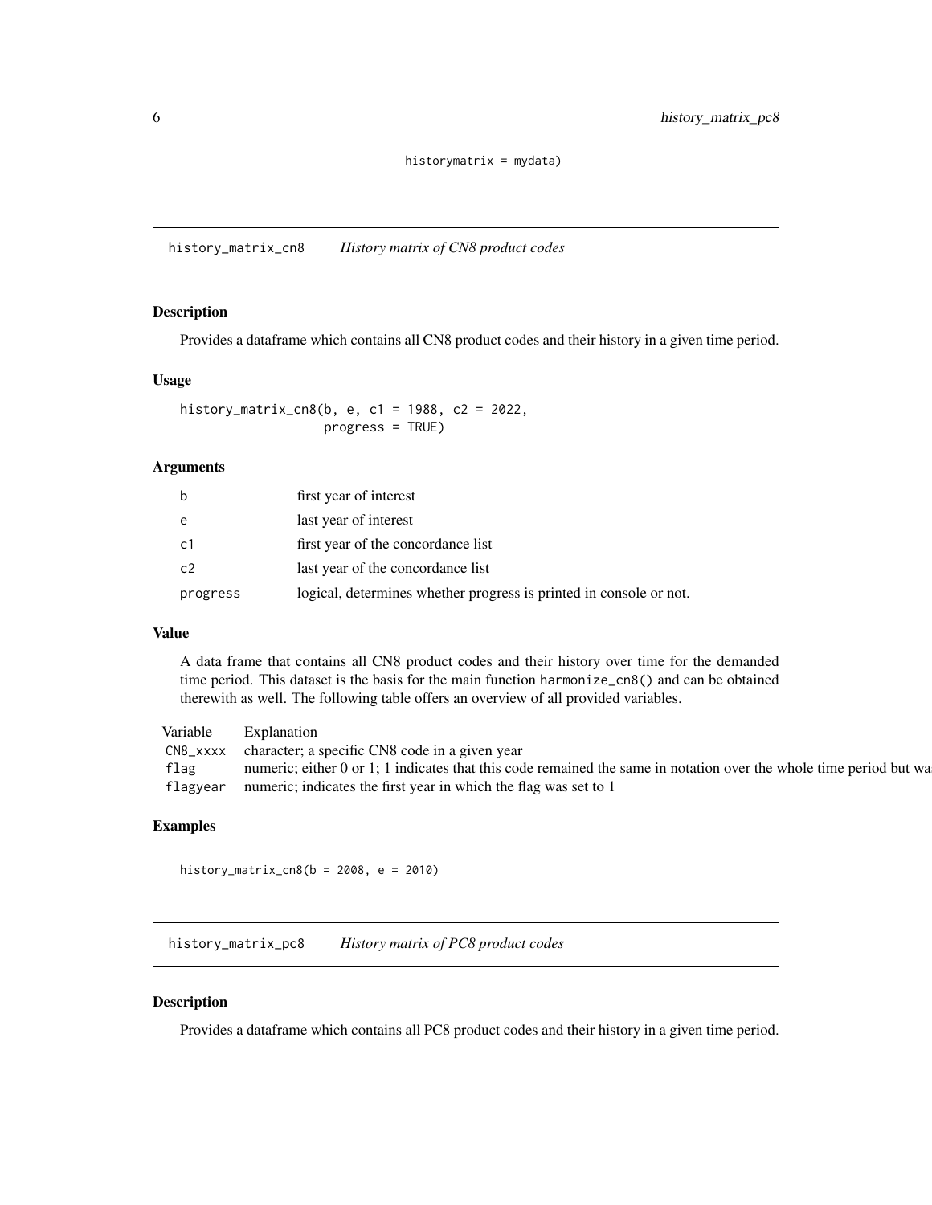```
historymatrix = mydata)
```

## history_matrix_cn8 *History matrix of CN8 product codes*

### Description

Provides a dataframe which contains all CN8 product codes and their history in a given time period.

### Usage

```
history_matrix_cn8(b, e, c1 = 1988, c2 = 2022,
                   progress = TRUE)
```

### Arguments

| | |
|---|---|
| b | first year of interest |
| e | last year of interest |
| c1 | first year of the concordance list |
| c2 | last year of the concordance list |
| progress | logical, determines whether progress is printed in console or not. |

### Value

A data frame that contains all CN8 product codes and their history over time for the demanded time period. This dataset is the basis for the main function `harmonize_cn8()` and can be obtained therewith as well. The following table offers an overview of all provided variables.

| Variable | Explanation |
|---|---|
| CN8_xxxx | character; a specific CN8 code in a given year |
| flag | numeric; either 0 or 1; 1 indicates that this code remained the same in notation over the whole time period but wa |
| flagyear | numeric; indicates the first year in which the flag was set to 1 |

### Examples

```
history_matrix_cn8(b = 2008, e = 2010)
```

## history_matrix_pc8 *History matrix of PC8 product codes*

### Description

Provides a dataframe which contains all PC8 product codes and their history in a given time period.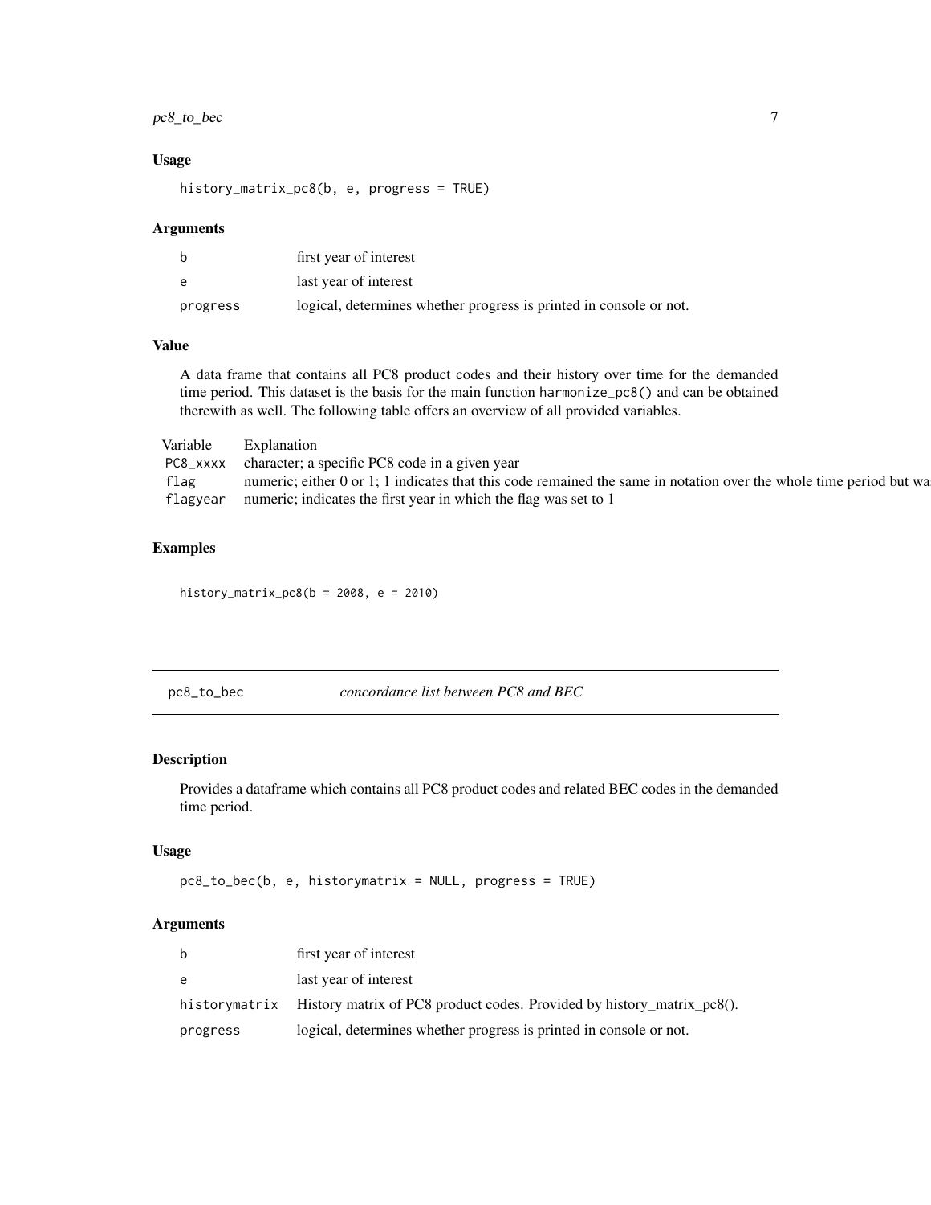### Usage

```
history_matrix_pc8(b, e, progress = TRUE)
```

### Arguments

| | |
|---|---|
| b | first year of interest |
| e | last year of interest |
| progress | logical, determines whether progress is printed in console or not. |

### Value

A data frame that contains all PC8 product codes and their history over time for the demanded time period. This dataset is the basis for the main function `harmonize_pc8()` and can be obtained therewith as well. The following table offers an overview of all provided variables.

| Variable | Explanation |
|---|---|
| PC8_xxxx | character; a specific PC8 code in a given year |
| flag | numeric; either 0 or 1; 1 indicates that this code remained the same in notation over the whole time period but wa |
| flagyear | numeric; indicates the first year in which the flag was set to 1 |

### Examples

```
history_matrix_pc8(b = 2008, e = 2010)
```

---

## pc8_to_bec — *concordance list between PC8 and BEC*

### Description

Provides a dataframe which contains all PC8 product codes and related BEC codes in the demanded time period.

### Usage

```
pc8_to_bec(b, e, historymatrix = NULL, progress = TRUE)
```

### Arguments

| | |
|---|---|
| b | first year of interest |
| e | last year of interest |
| historymatrix | History matrix of PC8 product codes. Provided by history_matrix_pc8(). |
| progress | logical, determines whether progress is printed in console or not. |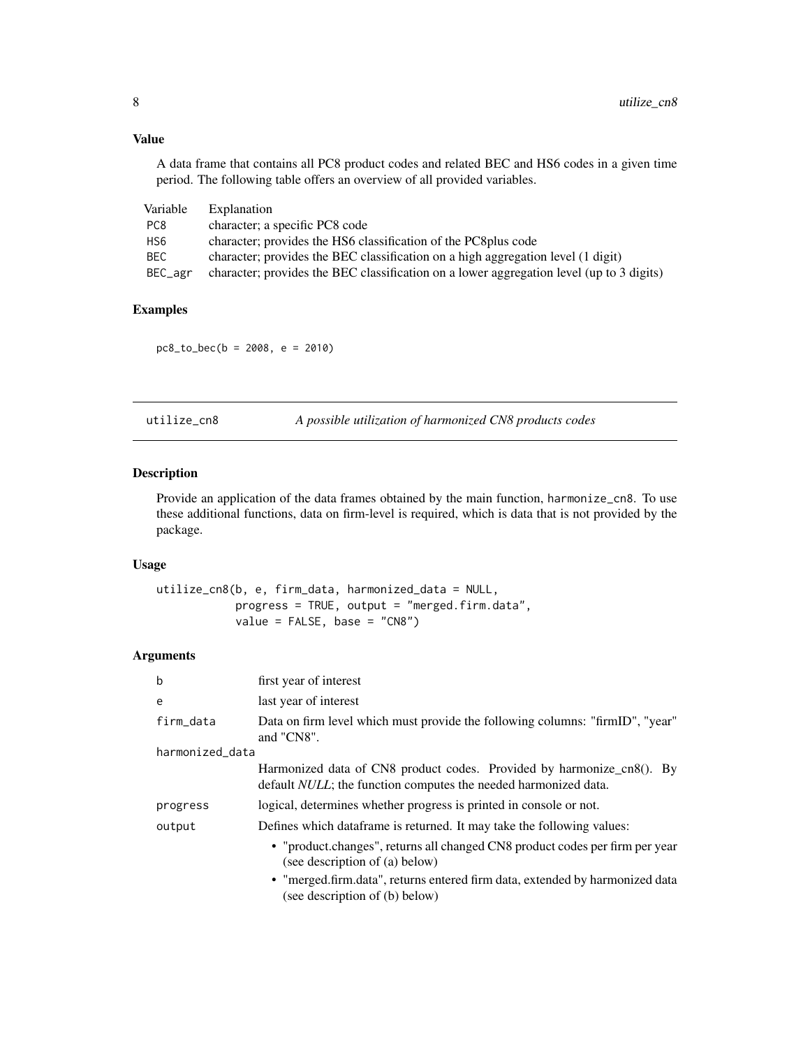### Value

A data frame that contains all PC8 product codes and related BEC and HS6 codes in a given time period. The following table offers an overview of all provided variables.

| Variable | Explanation |
|---|---|
| PC8 | character; a specific PC8 code |
| HS6 | character; provides the HS6 classification of the PC8plus code |
| BEC | character; provides the BEC classification on a high aggregation level (1 digit) |
| BEC_agr | character; provides the BEC classification on a lower aggregation level (up to 3 digits) |

### Examples

```
pc8_to_bec(b = 2008, e = 2010)
```

## utilize_cn8 — *A possible utilization of harmonized CN8 products codes*

### Description

Provide an application of the data frames obtained by the main function, harmonize_cn8. To use these additional functions, data on firm-level is required, which is data that is not provided by the package.

### Usage

```
utilize_cn8(b, e, firm_data, harmonized_data = NULL,
            progress = TRUE, output = "merged.firm.data",
            value = FALSE, base = "CN8")
```

### Arguments

| Argument | Description |
|---|---|
| b | first year of interest |
| e | last year of interest |
| firm_data | Data on firm level which must provide the following columns: "firmID", "year" and "CN8". |
| harmonized_data | Harmonized data of CN8 product codes. Provided by harmonize_cn8(). By default *NULL*; the function computes the needed harmonized data. |
| progress | logical, determines whether progress is printed in console or not. |
| output | Defines which dataframe is returned. It may take the following values:<br>• "product.changes", returns all changed CN8 product codes per firm per year (see description of (a) below)<br>• "merged.firm.data", returns entered firm data, extended by harmonized data (see description of (b) below) |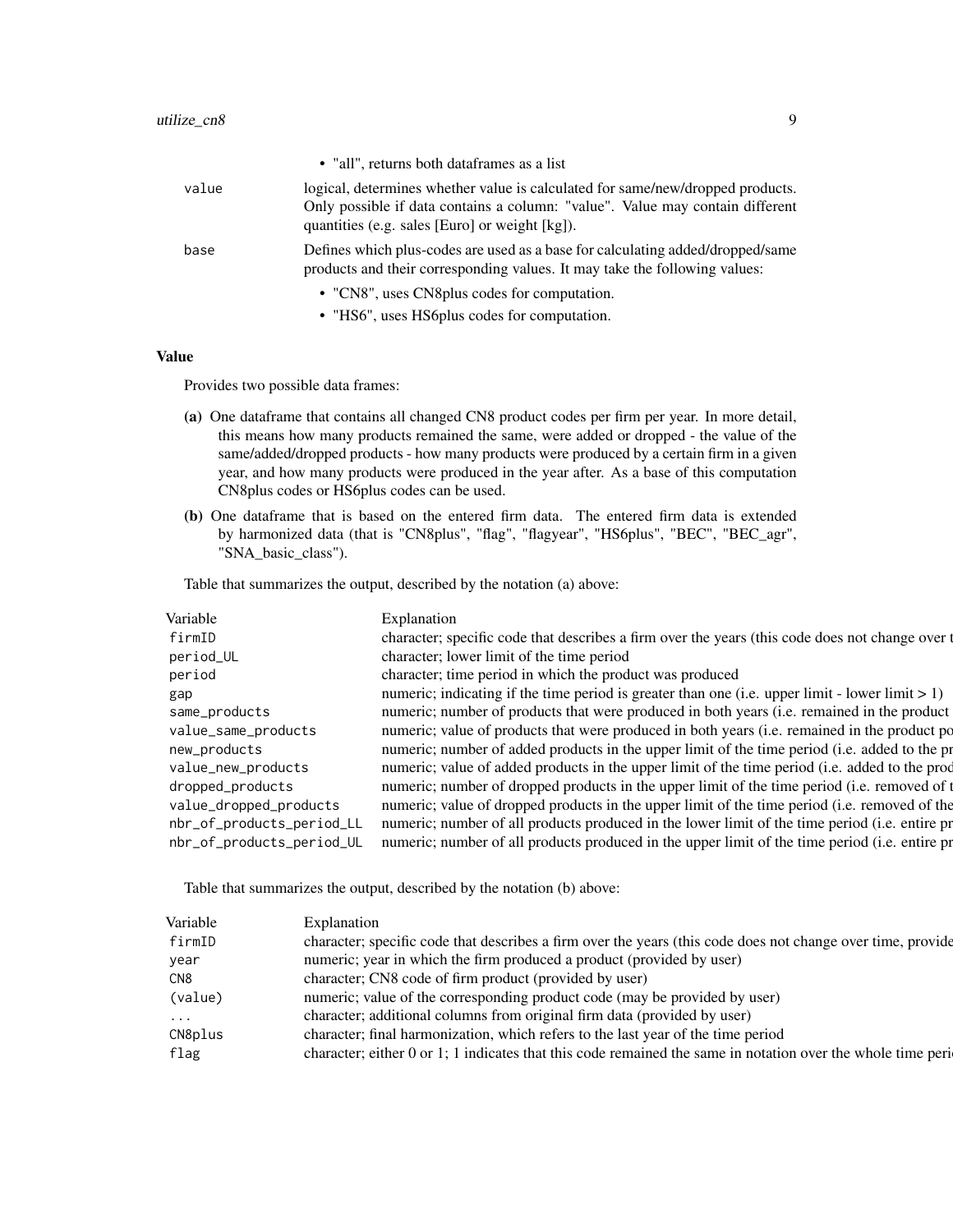- "all", returns both dataframes as a list

| | |
|---|---|
| value | logical, determines whether value is calculated for same/new/dropped products. Only possible if data contains a column: "value". Value may contain different quantities (e.g. sales [Euro] or weight [kg]). |
| base | Defines which plus-codes are used as a base for calculating added/dropped/same products and their corresponding values. It may take the following values:<br>• "CN8", uses CN8plus codes for computation.<br>• "HS6", uses HS6plus codes for computation. |

### Value

Provides two possible data frames:

**(a)** One dataframe that contains all changed CN8 product codes per firm per year. In more detail, this means how many products remained the same, were added or dropped - the value of the same/added/dropped products - how many products were produced by a certain firm in a given year, and how many products were produced in the year after. As a base of this computation CN8plus codes or HS6plus codes can be used.

**(b)** One dataframe that is based on the entered firm data. The entered firm data is extended by harmonized data (that is "CN8plus", "flag", "flagyear", "HS6plus", "BEC", "BEC_agr", "SNA_basic_class").

Table that summarizes the output, described by the notation (a) above:

| Variable | Explanation |
|---|---|
| firmID | character; specific code that describes a firm over the years (this code does not change over t |
| period_UL | character; lower limit of the time period |
| period | character; time period in which the product was produced |
| gap | numeric; indicating if the time period is greater than one (i.e. upper limit - lower limit > 1) |
| same_products | numeric; number of products that were produced in both years (i.e. remained in the product |
| value_same_products | numeric; value of products that were produced in both years (i.e. remained in the product po |
| new_products | numeric; number of added products in the upper limit of the time period (i.e. added to the pr |
| value_new_products | numeric; value of added products in the upper limit of the time period (i.e. added to the prod |
| dropped_products | numeric; number of dropped products in the upper limit of the time period (i.e. removed of t |
| value_dropped_products | numeric; value of dropped products in the upper limit of the time period (i.e. removed of the |
| nbr_of_products_period_LL | numeric; number of all products produced in the lower limit of the time period (i.e. entire pr |
| nbr_of_products_period_UL | numeric; number of all products produced in the upper limit of the time period (i.e. entire pr |

Table that summarizes the output, described by the notation (b) above:

| Variable | Explanation |
|---|---|
| firmID | character; specific code that describes a firm over the years (this code does not change over time, provide |
| year | numeric; year in which the firm produced a product (provided by user) |
| CN8 | character; CN8 code of firm product (provided by user) |
| (value) | numeric; value of the corresponding product code (may be provided by user) |
| ... | character; additional columns from original firm data (provided by user) |
| CN8plus | character; final harmonization, which refers to the last year of the time period |
| flag | character; either 0 or 1; 1 indicates that this code remained the same in notation over the whole time peri |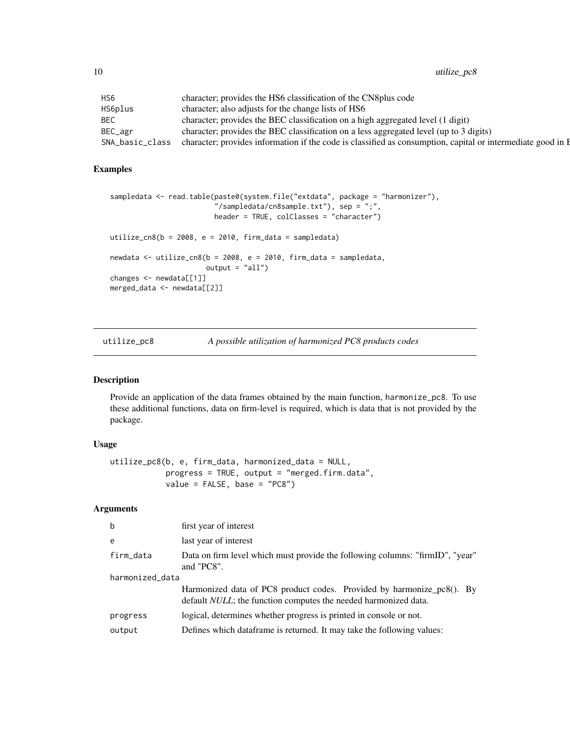| | |
|---|---|
| HS6 | character; provides the HS6 classification of the CN8plus code |
| HS6plus | character; also adjusts for the change lists of HS6 |
| BEC | character; provides the BEC classification on a high aggregated level (1 digit) |
| BEC_agr | character; provides the BEC classification on a less aggregated level (up to 3 digits) |
| SNA_basic_class | character; provides information if the code is classified as consumption, capital or intermediate good in B |

### Examples

```
sampledata <- read.table(paste0(system.file("extdata", package = "harmonizer"),
                         "/sampledata/cn8sample.txt"), sep = ";",
                         header = TRUE, colClasses = "character")

utilize_cn8(b = 2008, e = 2010, firm_data = sampledata)

newdata <- utilize_cn8(b = 2008, e = 2010, firm_data = sampledata,
                       output = "all")
changes <- newdata[[1]]
merged_data <- newdata[[2]]
```

## utilize_pc8 — *A possible utilization of harmonized PC8 products codes*

### Description

Provide an application of the data frames obtained by the main function, harmonize_pc8. To use these additional functions, data on firm-level is required, which is data that is not provided by the package.

### Usage

```
utilize_pc8(b, e, firm_data, harmonized_data = NULL,
            progress = TRUE, output = "merged.firm.data",
            value = FALSE, base = "PC8")
```

### Arguments

| | |
|---|---|
| b | first year of interest |
| e | last year of interest |
| firm_data | Data on firm level which must provide the following columns: "firmID", "year" and "PC8". |
| harmonized_data | Harmonized data of PC8 product codes. Provided by harmonize_pc8(). By default *NULL*; the function computes the needed harmonized data. |
| progress | logical, determines whether progress is printed in console or not. |
| output | Defines which dataframe is returned. It may take the following values: |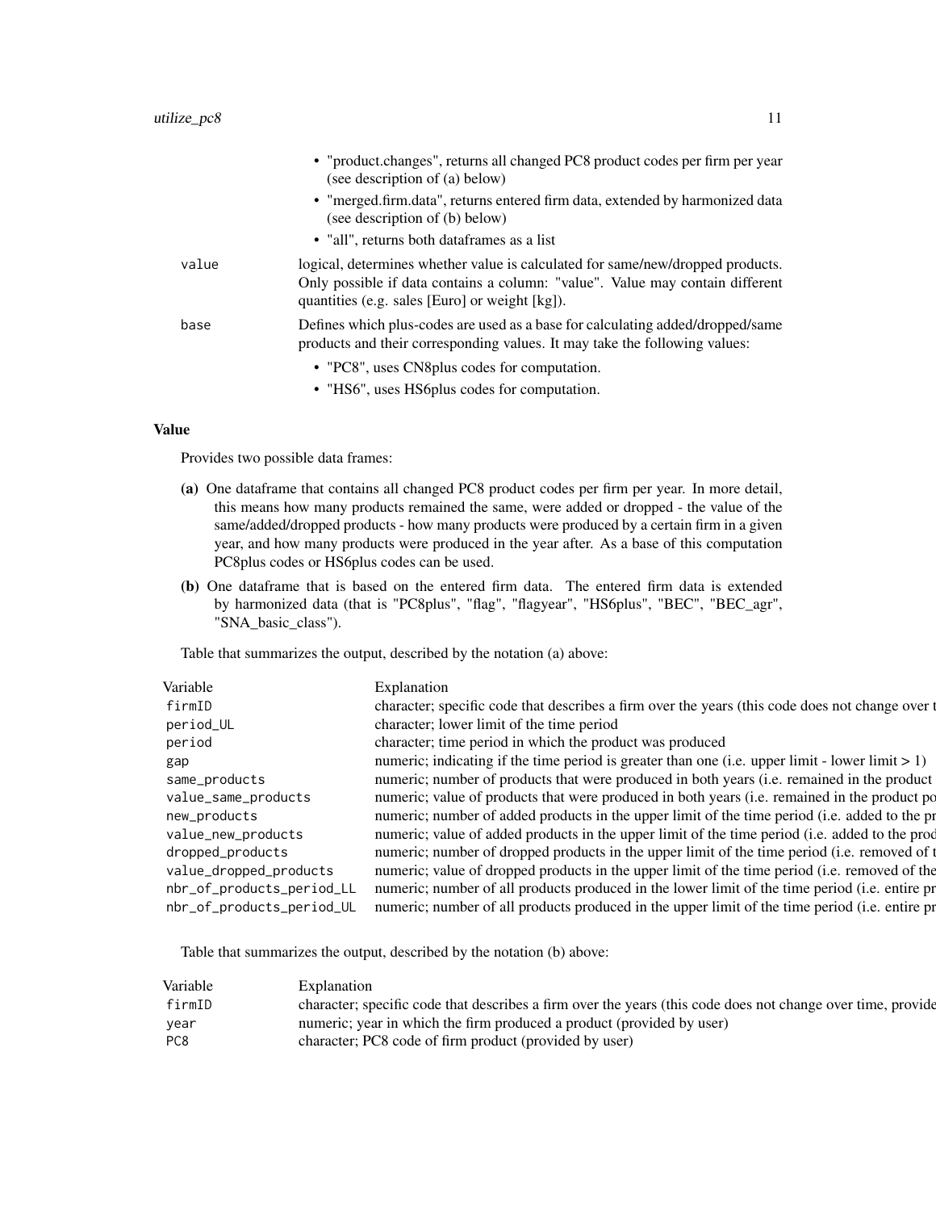- "product.changes", returns all changed PC8 product codes per firm per year (see description of (a) below)
- "merged.firm.data", returns entered firm data, extended by harmonized data (see description of (b) below)
- "all", returns both dataframes as a list

`value` logical, determines whether value is calculated for same/new/dropped products. Only possible if data contains a column: "value". Value may contain different quantities (e.g. sales [Euro] or weight [kg]).

`base` Defines which plus-codes are used as a base for calculating added/dropped/same products and their corresponding values. It may take the following values:

- "PC8", uses CN8plus codes for computation.
- "HS6", uses HS6plus codes for computation.

### Value

Provides two possible data frames:

**(a)** One dataframe that contains all changed PC8 product codes per firm per year. In more detail, this means how many products remained the same, were added or dropped - the value of the same/added/dropped products - how many products were produced by a certain firm in a given year, and how many products were produced in the year after. As a base of this computation PC8plus codes or HS6plus codes can be used.

**(b)** One dataframe that is based on the entered firm data. The entered firm data is extended by harmonized data (that is "PC8plus", "flag", "flagyear", "HS6plus", "BEC", "BEC_agr", "SNA_basic_class").

Table that summarizes the output, described by the notation (a) above:

| Variable | Explanation |
|---|---|
| `firmID` | character; specific code that describes a firm over the years (this code does not change over t |
| `period_UL` | character; lower limit of the time period |
| `period` | character; time period in which the product was produced |
| `gap` | numeric; indicating if the time period is greater than one (i.e. upper limit - lower limit > 1) |
| `same_products` | numeric; number of products that were produced in both years (i.e. remained in the product |
| `value_same_products` | numeric; value of products that were produced in both years (i.e. remained in the product po |
| `new_products` | numeric; number of added products in the upper limit of the time period (i.e. added to the pr |
| `value_new_products` | numeric; value of added products in the upper limit of the time period (i.e. added to the prod |
| `dropped_products` | numeric; number of dropped products in the upper limit of the time period (i.e. removed of t |
| `value_dropped_products` | numeric; value of dropped products in the upper limit of the time period (i.e. removed of the |
| `nbr_of_products_period_LL` | numeric; number of all products produced in the lower limit of the time period (i.e. entire pr |
| `nbr_of_products_period_UL` | numeric; number of all products produced in the upper limit of the time period (i.e. entire pr |

Table that summarizes the output, described by the notation (b) above:

| Variable | Explanation |
|---|---|
| `firmID` | character; specific code that describes a firm over the years (this code does not change over time, provide |
| `year` | numeric; year in which the firm produced a product (provided by user) |
| `PC8` | character; PC8 code of firm product (provided by user) |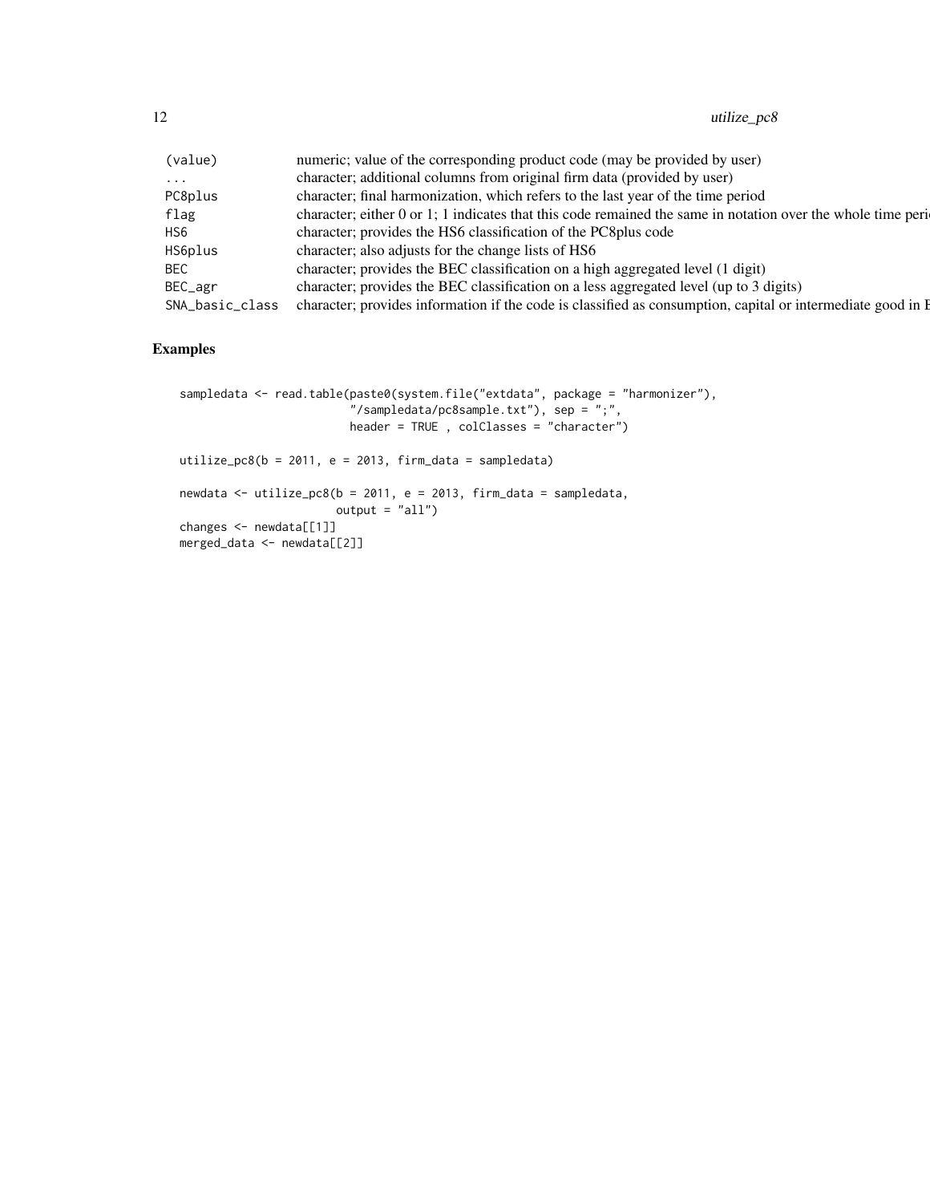| | |
|---|---|
| (value) | numeric; value of the corresponding product code (may be provided by user) |
| ... | character; additional columns from original firm data (provided by user) |
| PC8plus | character; final harmonization, which refers to the last year of the time period |
| flag | character; either 0 or 1; 1 indicates that this code remained the same in notation over the whole time peri |
| HS6 | character; provides the HS6 classification of the PC8plus code |
| HS6plus | character; also adjusts for the change lists of HS6 |
| BEC | character; provides the BEC classification on a high aggregated level (1 digit) |
| BEC_agr | character; provides the BEC classification on a less aggregated level (up to 3 digits) |
| SNA_basic_class | character; provides information if the code is classified as consumption, capital or intermediate good in B |

## Examples

```
sampledata <- read.table(paste0(system.file("extdata", package = "harmonizer"),
                         "/sampledata/pc8sample.txt"), sep = ";",
                         header = TRUE , colClasses = "character")

utilize_pc8(b = 2011, e = 2013, firm_data = sampledata)

newdata <- utilize_pc8(b = 2011, e = 2013, firm_data = sampledata,
                       output = "all")
changes <- newdata[[1]]
merged_data <- newdata[[2]]
```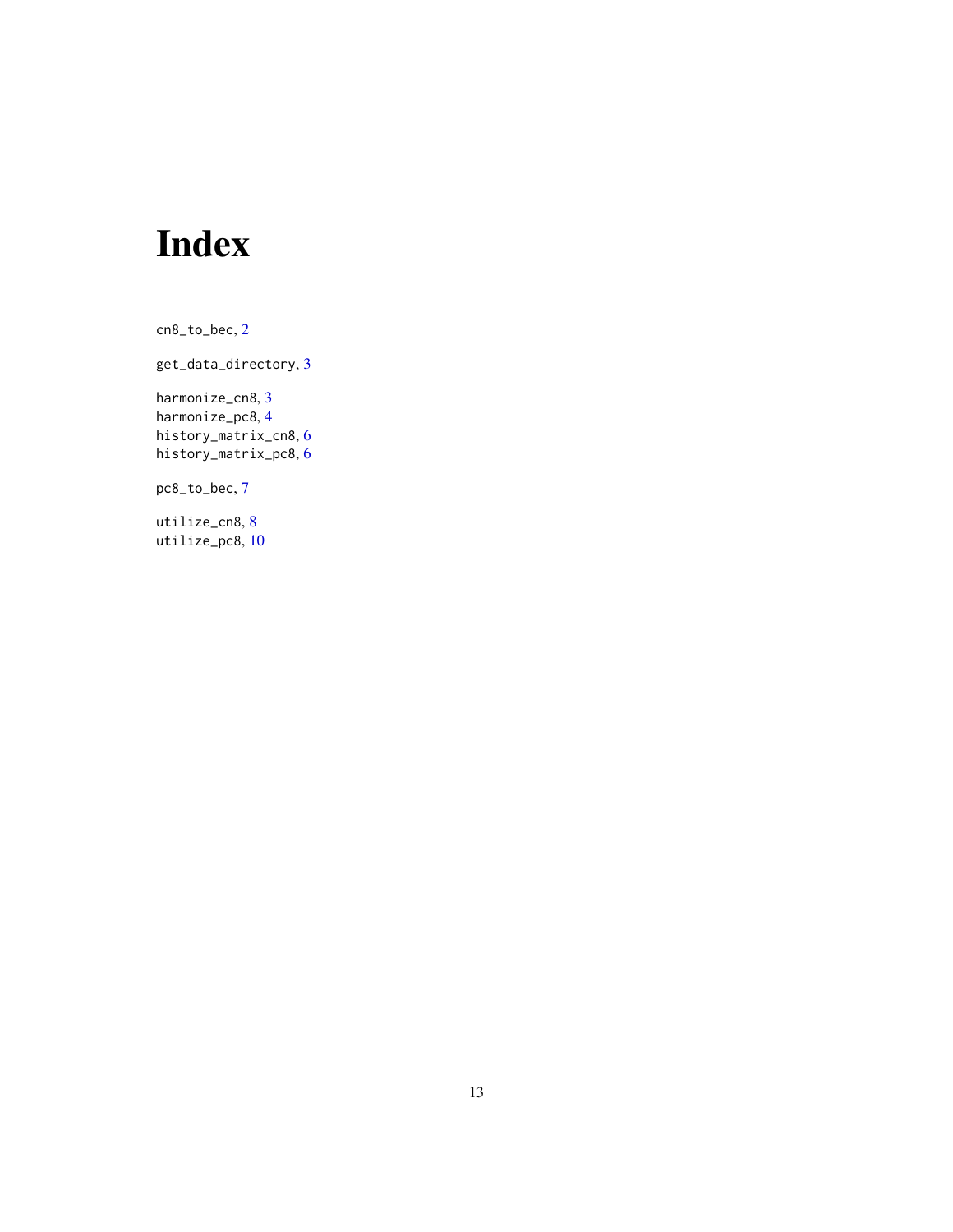# Index

cn8_to_bec, 2

get_data_directory, 3

harmonize_cn8, 3
harmonize_pc8, 4
history_matrix_cn8, 6
history_matrix_pc8, 6

pc8_to_bec, 7

utilize_cn8, 8
utilize_pc8, 10